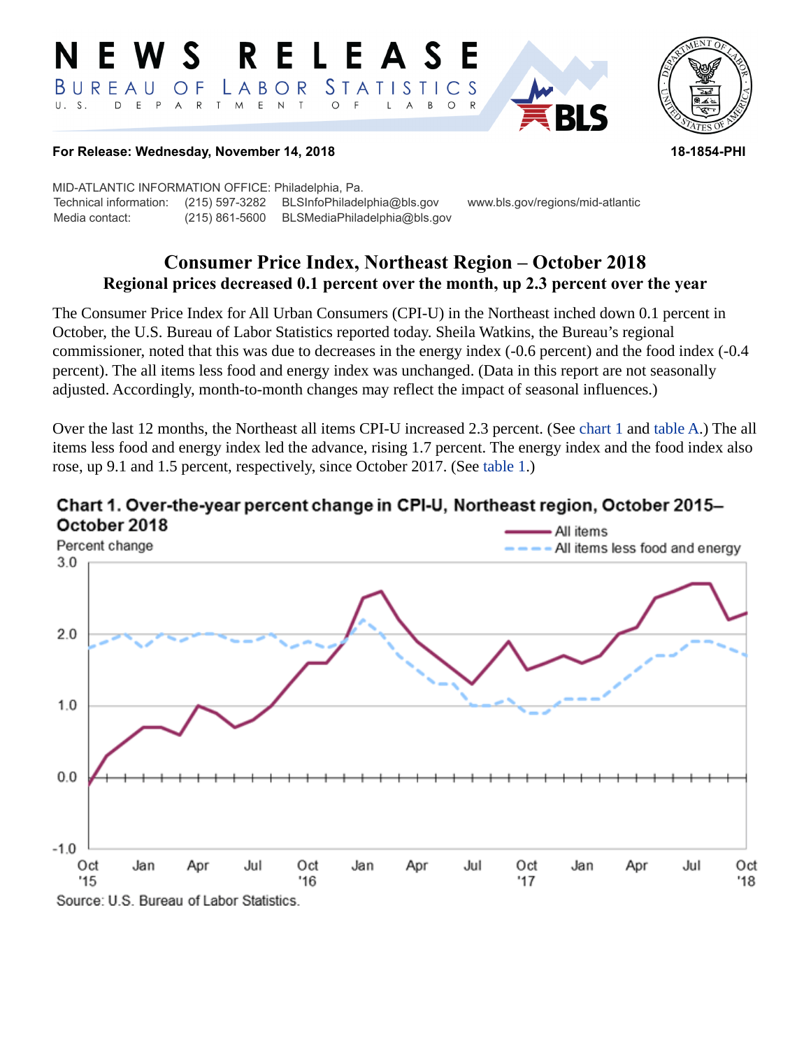# NEWS RELEASE

BUREAU OF LABOR STATISTICS

U. S. DEPARTMENT OF LABOR

**For Release: Wednesday, November 14, 2018** **18-1854-PHI**

MID-ATLANTIC INFORMATION OFFICE: Philadelphia, Pa.

Technical information: (215) 597-3282 BLSInfoPhiladelphia@bls.gov www.bls.gov/regions/mid-atlantic

Media contact: (215) 861-5600 BLSMediaPhiladelphia@bls.gov

## Consumer Price Index, Northeast Region – October 2018

### Regional prices decreased 0.1 percent over the month, up 2.3 percent over the year

The Consumer Price Index for All Urban Consumers (CPI-U) in the Northeast inched down 0.1 percent in October, the U.S. Bureau of Labor Statistics reported today. Sheila Watkins, the Bureau's regional commissioner, noted that this was due to decreases in the energy index (-0.6 percent) and the food index (-0.4 percent). The all items less food and energy index was unchanged. (Data in this report are not seasonally adjusted. Accordingly, month-to-month changes may reflect the impact of seasonal influences.)

Over the last 12 months, the Northeast all items CPI-U increased 2.3 percent. (See chart 1 and table A.) The all items less food and energy index led the advance, rising 1.7 percent. The energy index and the food index also rose, up 9.1 and 1.5 percent, respectively, since October 2017. (See table 1.)

**Chart 1. Over-the-year percent change in CPI-U, Northeast region, October 2015–October 2018**

Source: U.S. Bureau of Labor Statistics.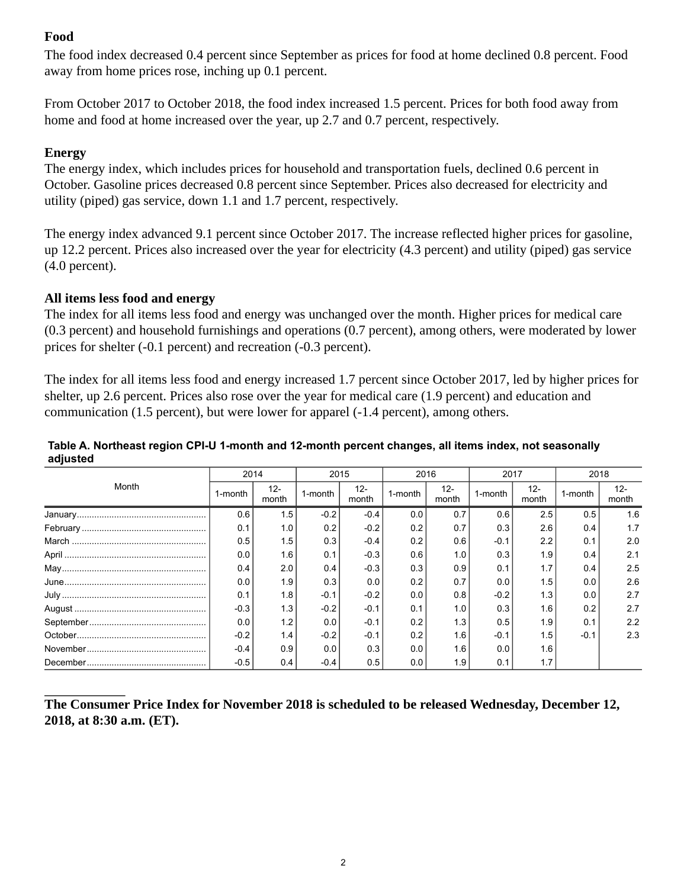**Food**

The food index decreased 0.4 percent since September as prices for food at home declined 0.8 percent. Food away from home prices rose, inching up 0.1 percent.

From October 2017 to October 2018, the food index increased 1.5 percent. Prices for both food away from home and food at home increased over the year, up 2.7 and 0.7 percent, respectively.

**Energy**

The energy index, which includes prices for household and transportation fuels, declined 0.6 percent in October. Gasoline prices decreased 0.8 percent since September. Prices also decreased for electricity and utility (piped) gas service, down 1.1 and 1.7 percent, respectively.

The energy index advanced 9.1 percent since October 2017. The increase reflected higher prices for gasoline, up 12.2 percent. Prices also increased over the year for electricity (4.3 percent) and utility (piped) gas service (4.0 percent).

**All items less food and energy**

The index for all items less food and energy was unchanged over the month. Higher prices for medical care (0.3 percent) and household furnishings and operations (0.7 percent), among others, were moderated by lower prices for shelter (-0.1 percent) and recreation (-0.3 percent).

The index for all items less food and energy increased 1.7 percent since October 2017, led by higher prices for shelter, up 2.6 percent. Prices also rose over the year for medical care (1.9 percent) and education and communication (1.5 percent), but were lower for apparel (-1.4 percent), among others.

**Table A. Northeast region CPI-U 1-month and 12-month percent changes, all items index, not seasonally adjusted**

| Month | 2014 | | 2015 | | 2016 | | 2017 | | 2018 | |
|---|---|---|---|---|---|---|---|---|---|---|
| | 1-month | 12-month | 1-month | 12-month | 1-month | 12-month | 1-month | 12-month | 1-month | 12-month |
| January | 0.6 | 1.5 | -0.2 | -0.4 | 0.0 | 0.7 | 0.6 | 2.5 | 0.5 | 1.6 |
| February | 0.1 | 1.0 | 0.2 | -0.2 | 0.2 | 0.7 | 0.3 | 2.6 | 0.4 | 1.7 |
| March | 0.5 | 1.5 | 0.3 | -0.4 | 0.2 | 0.6 | -0.1 | 2.2 | 0.1 | 2.0 |
| April | 0.0 | 1.6 | 0.1 | -0.3 | 0.6 | 1.0 | 0.3 | 1.9 | 0.4 | 2.1 |
| May | 0.4 | 2.0 | 0.4 | -0.3 | 0.3 | 0.9 | 0.1 | 1.7 | 0.4 | 2.5 |
| June | 0.0 | 1.9 | 0.3 | 0.0 | 0.2 | 0.7 | 0.0 | 1.5 | 0.0 | 2.6 |
| July | 0.1 | 1.8 | -0.1 | -0.2 | 0.0 | 0.8 | -0.2 | 1.3 | 0.0 | 2.7 |
| August | -0.3 | 1.3 | -0.2 | -0.1 | 0.1 | 1.0 | 0.3 | 1.6 | 0.2 | 2.7 |
| September | 0.0 | 1.2 | 0.0 | -0.1 | 0.2 | 1.3 | 0.5 | 1.9 | 0.1 | 2.2 |
| October | -0.2 | 1.4 | -0.2 | -0.1 | 0.2 | 1.6 | -0.1 | 1.5 | -0.1 | 2.3 |
| November | -0.4 | 0.9 | 0.0 | 0.3 | 0.0 | 1.6 | 0.0 | 1.6 | | |
| December | -0.5 | 0.4 | -0.4 | 0.5 | 0.0 | 1.9 | 0.1 | 1.7 | | |

**The Consumer Price Index for November 2018 is scheduled to be released Wednesday, December 12, 2018, at 8:30 a.m. (ET).**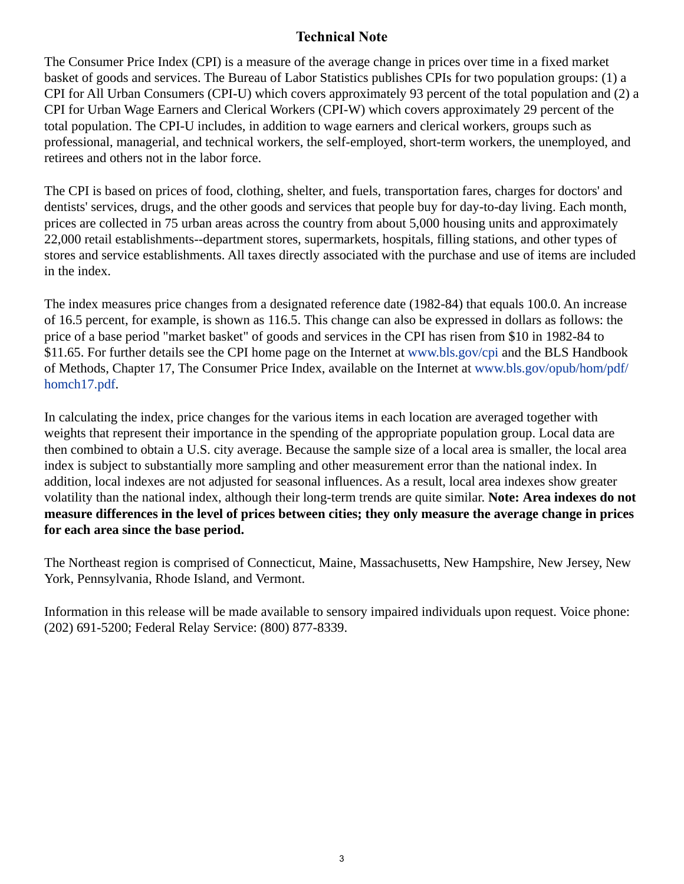## Technical Note

The Consumer Price Index (CPI) is a measure of the average change in prices over time in a fixed market basket of goods and services. The Bureau of Labor Statistics publishes CPIs for two population groups: (1) a CPI for All Urban Consumers (CPI-U) which covers approximately 93 percent of the total population and (2) a CPI for Urban Wage Earners and Clerical Workers (CPI-W) which covers approximately 29 percent of the total population. The CPI-U includes, in addition to wage earners and clerical workers, groups such as professional, managerial, and technical workers, the self-employed, short-term workers, the unemployed, and retirees and others not in the labor force.

The CPI is based on prices of food, clothing, shelter, and fuels, transportation fares, charges for doctors' and dentists' services, drugs, and the other goods and services that people buy for day-to-day living. Each month, prices are collected in 75 urban areas across the country from about 5,000 housing units and approximately 22,000 retail establishments--department stores, supermarkets, hospitals, filling stations, and other types of stores and service establishments. All taxes directly associated with the purchase and use of items are included in the index.

The index measures price changes from a designated reference date (1982-84) that equals 100.0. An increase of 16.5 percent, for example, is shown as 116.5. This change can also be expressed in dollars as follows: the price of a base period "market basket" of goods and services in the CPI has risen from $10 in 1982-84 to $11.65. For further details see the CPI home page on the Internet at www.bls.gov/cpi and the BLS Handbook of Methods, Chapter 17, The Consumer Price Index, available on the Internet at www.bls.gov/opub/hom/pdf/homch17.pdf.

In calculating the index, price changes for the various items in each location are averaged together with weights that represent their importance in the spending of the appropriate population group. Local data are then combined to obtain a U.S. city average. Because the sample size of a local area is smaller, the local area index is subject to substantially more sampling and other measurement error than the national index. In addition, local indexes are not adjusted for seasonal influences. As a result, local area indexes show greater volatility than the national index, although their long-term trends are quite similar. **Note: Area indexes do not measure differences in the level of prices between cities; they only measure the average change in prices for each area since the base period.**

The Northeast region is comprised of Connecticut, Maine, Massachusetts, New Hampshire, New Jersey, New York, Pennsylvania, Rhode Island, and Vermont.

Information in this release will be made available to sensory impaired individuals upon request. Voice phone: (202) 691-5200; Federal Relay Service: (800) 877-8339.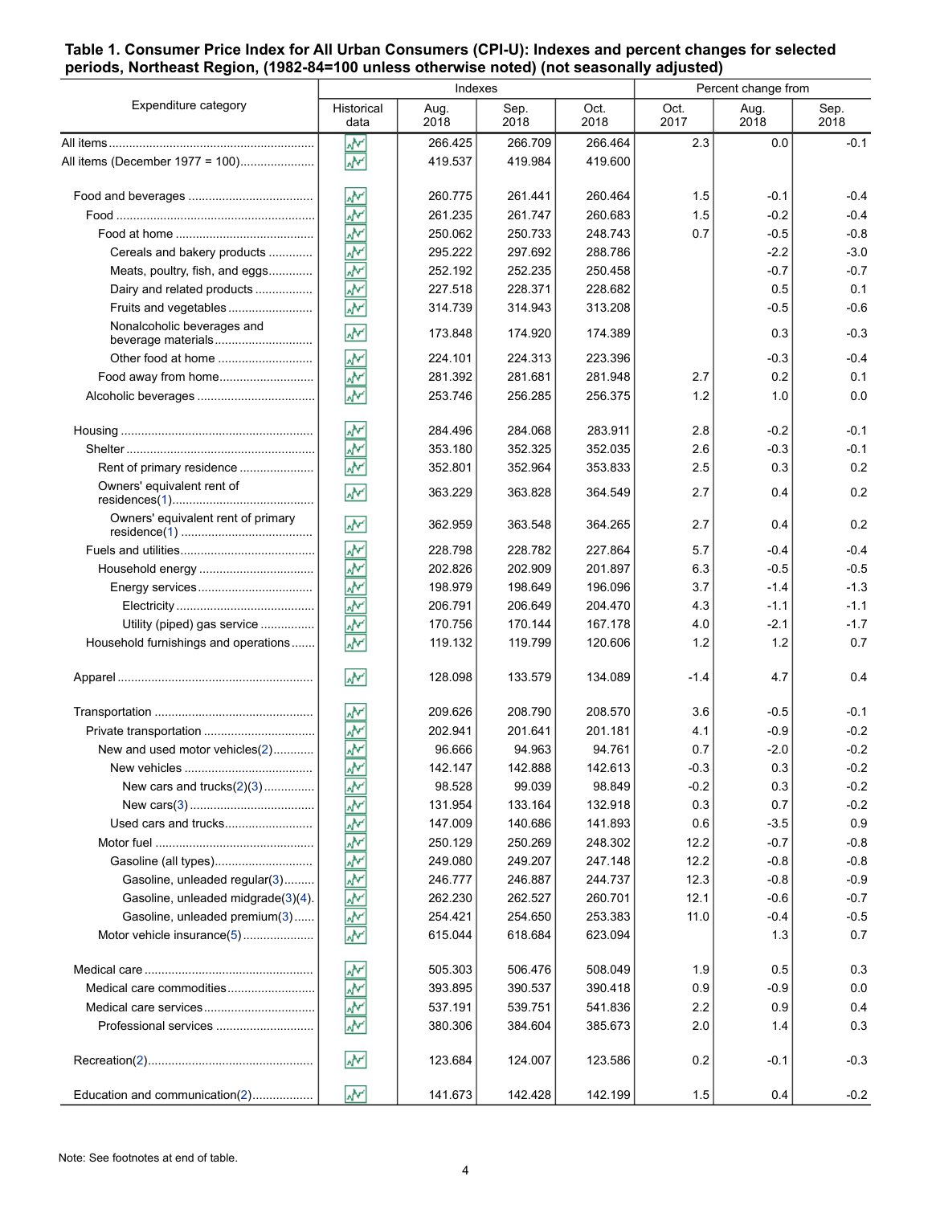**Table 1. Consumer Price Index for All Urban Consumers (CPI-U): Indexes and percent changes for selected periods, Northeast Region, (1982-84=100 unless otherwise noted) (not seasonally adjusted)**

| Expenditure category | Indexes | | | | Percent change from | | |
|---|---|---|---|---|---|---|---|
| | Historical data | Aug. 2018 | Sep. 2018 | Oct. 2018 | Oct. 2017 | Aug. 2018 | Sep. 2018 |
| All items | | 266.425 | 266.709 | 266.464 | 2.3 | 0.0 | -0.1 |
| All items (December 1977 = 100) | | 419.537 | 419.984 | 419.600 | | | |
| Food and beverages | | 260.775 | 261.441 | 260.464 | 1.5 | -0.1 | -0.4 |
| Food | | 261.235 | 261.747 | 260.683 | 1.5 | -0.2 | -0.4 |
| Food at home | | 250.062 | 250.733 | 248.743 | 0.7 | -0.5 | -0.8 |
| Cereals and bakery products | | 295.222 | 297.692 | 288.786 | | -2.2 | -3.0 |
| Meats, poultry, fish, and eggs | | 252.192 | 252.235 | 250.458 | | -0.7 | -0.7 |
| Dairy and related products | | 227.518 | 228.371 | 228.682 | | 0.5 | 0.1 |
| Fruits and vegetables | | 314.739 | 314.943 | 313.208 | | -0.5 | -0.6 |
| Nonalcoholic beverages and beverage materials | | 173.848 | 174.920 | 174.389 | | 0.3 | -0.3 |
| Other food at home | | 224.101 | 224.313 | 223.396 | | -0.3 | -0.4 |
| Food away from home | | 281.392 | 281.681 | 281.948 | 2.7 | 0.2 | 0.1 |
| Alcoholic beverages | | 253.746 | 256.285 | 256.375 | 1.2 | 1.0 | 0.0 |
| Housing | | 284.496 | 284.068 | 283.911 | 2.8 | -0.2 | -0.1 |
| Shelter | | 353.180 | 352.325 | 352.035 | 2.6 | -0.3 | -0.1 |
| Rent of primary residence | | 352.801 | 352.964 | 353.833 | 2.5 | 0.3 | 0.2 |
| Owners' equivalent rent of residences(1) | | 363.229 | 363.828 | 364.549 | 2.7 | 0.4 | 0.2 |
| Owners' equivalent rent of primary residence(1) | | 362.959 | 363.548 | 364.265 | 2.7 | 0.4 | 0.2 |
| Fuels and utilities | | 228.798 | 228.782 | 227.864 | 5.7 | -0.4 | -0.4 |
| Household energy | | 202.826 | 202.909 | 201.897 | 6.3 | -0.5 | -0.5 |
| Energy services | | 198.979 | 198.649 | 196.096 | 3.7 | -1.4 | -1.3 |
| Electricity | | 206.791 | 206.649 | 204.470 | 4.3 | -1.1 | -1.1 |
| Utility (piped) gas service | | 170.756 | 170.144 | 167.178 | 4.0 | -2.1 | -1.7 |
| Household furnishings and operations | | 119.132 | 119.799 | 120.606 | 1.2 | 1.2 | 0.7 |
| Apparel | | 128.098 | 133.579 | 134.089 | -1.4 | 4.7 | 0.4 |
| Transportation | | 209.626 | 208.790 | 208.570 | 3.6 | -0.5 | -0.1 |
| Private transportation | | 202.941 | 201.641 | 201.181 | 4.1 | -0.9 | -0.2 |
| New and used motor vehicles(2) | | 96.666 | 94.963 | 94.761 | 0.7 | -2.0 | -0.2 |
| New vehicles | | 142.147 | 142.888 | 142.613 | -0.3 | 0.3 | -0.2 |
| New cars and trucks(2)(3) | | 98.528 | 99.039 | 98.849 | -0.2 | 0.3 | -0.2 |
| New cars(3) | | 131.954 | 133.164 | 132.918 | 0.3 | 0.7 | -0.2 |
| Used cars and trucks | | 147.009 | 140.686 | 141.893 | 0.6 | -3.5 | 0.9 |
| Motor fuel | | 250.129 | 250.269 | 248.302 | 12.2 | -0.7 | -0.8 |
| Gasoline (all types) | | 249.080 | 249.207 | 247.148 | 12.2 | -0.8 | -0.8 |
| Gasoline, unleaded regular(3) | | 246.777 | 246.887 | 244.737 | 12.3 | -0.8 | -0.9 |
| Gasoline, unleaded midgrade(3)(4) | | 262.230 | 262.527 | 260.701 | 12.1 | -0.6 | -0.7 |
| Gasoline, unleaded premium(3) | | 254.421 | 254.650 | 253.383 | 11.0 | -0.4 | -0.5 |
| Motor vehicle insurance(5) | | 615.044 | 618.684 | 623.094 | | 1.3 | 0.7 |
| Medical care | | 505.303 | 506.476 | 508.049 | 1.9 | 0.5 | 0.3 |
| Medical care commodities | | 393.895 | 390.537 | 390.418 | 0.9 | -0.9 | 0.0 |
| Medical care services | | 537.191 | 539.751 | 541.836 | 2.2 | 0.9 | 0.4 |
| Professional services | | 380.306 | 384.604 | 385.673 | 2.0 | 1.4 | 0.3 |
| Recreation(2) | | 123.684 | 124.007 | 123.586 | 0.2 | -0.1 | -0.3 |
| Education and communication(2) | | 141.673 | 142.428 | 142.199 | 1.5 | 0.4 | -0.2 |

Note: See footnotes at end of table.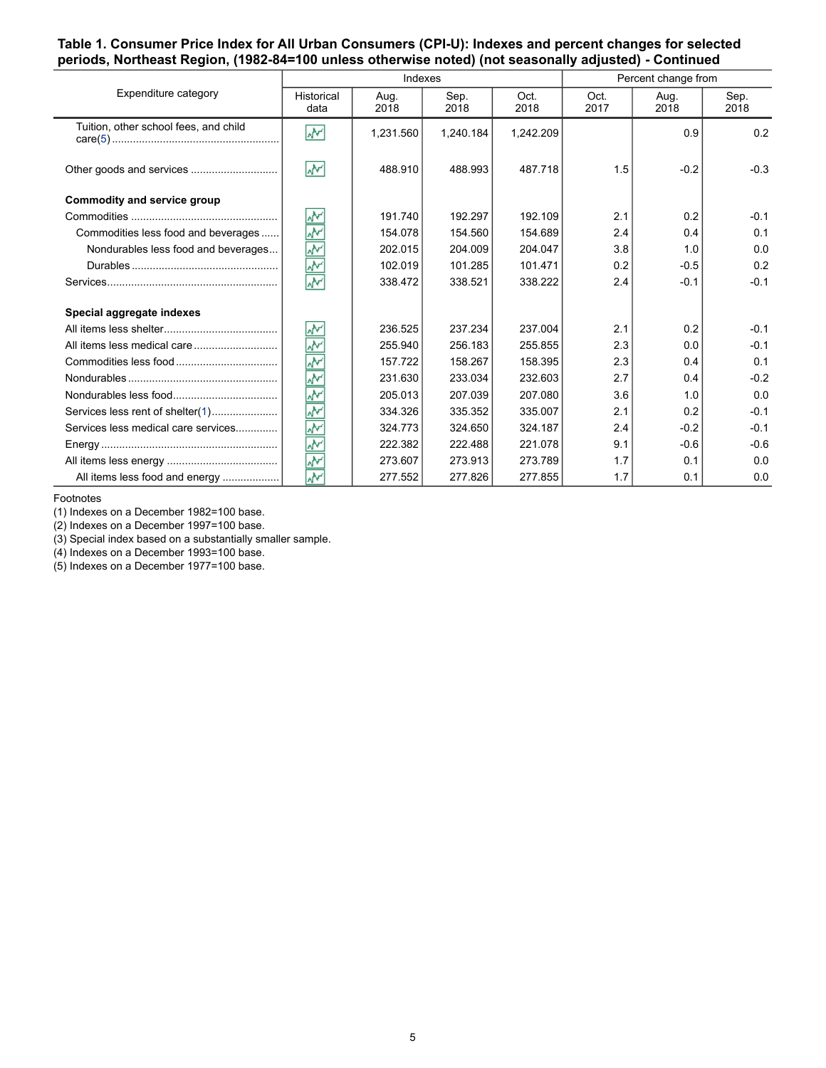**Table 1. Consumer Price Index for All Urban Consumers (CPI-U): Indexes and percent changes for selected periods, Northeast Region, (1982-84=100 unless otherwise noted) (not seasonally adjusted) - Continued**

| Expenditure category | Indexes | | | | Percent change from | | |
|---|---|---|---|---|---|---|---|
| | Historical data | Aug. 2018 | Sep. 2018 | Oct. 2018 | Oct. 2017 | Aug. 2018 | Sep. 2018 |
| Tuition, other school fees, and child care(5) | | 1,231.560 | 1,240.184 | 1,242.209 | | 0.9 | 0.2 |
| Other goods and services | | 488.910 | 488.993 | 487.718 | 1.5 | -0.2 | -0.3 |
| **Commodity and service group** | | | | | | | |
| Commodities | | 191.740 | 192.297 | 192.109 | 2.1 | 0.2 | -0.1 |
| Commodities less food and beverages | | 154.078 | 154.560 | 154.689 | 2.4 | 0.4 | 0.1 |
| Nondurables less food and beverages | | 202.015 | 204.009 | 204.047 | 3.8 | 1.0 | 0.0 |
| Durables | | 102.019 | 101.285 | 101.471 | 0.2 | -0.5 | 0.2 |
| Services | | 338.472 | 338.521 | 338.222 | 2.4 | -0.1 | -0.1 |
| **Special aggregate indexes** | | | | | | | |
| All items less shelter | | 236.525 | 237.234 | 237.004 | 2.1 | 0.2 | -0.1 |
| All items less medical care | | 255.940 | 256.183 | 255.855 | 2.3 | 0.0 | -0.1 |
| Commodities less food | | 157.722 | 158.267 | 158.395 | 2.3 | 0.4 | 0.1 |
| Nondurables | | 231.630 | 233.034 | 232.603 | 2.7 | 0.4 | -0.2 |
| Nondurables less food | | 205.013 | 207.039 | 207.080 | 3.6 | 1.0 | 0.0 |
| Services less rent of shelter(1) | | 334.326 | 335.352 | 335.007 | 2.1 | 0.2 | -0.1 |
| Services less medical care services | | 324.773 | 324.650 | 324.187 | 2.4 | -0.2 | -0.1 |
| Energy | | 222.382 | 222.488 | 221.078 | 9.1 | -0.6 | -0.6 |
| All items less energy | | 273.607 | 273.913 | 273.789 | 1.7 | 0.1 | 0.0 |
| All items less food and energy | | 277.552 | 277.826 | 277.855 | 1.7 | 0.1 | 0.0 |

Footnotes
(1) Indexes on a December 1982=100 base.
(2) Indexes on a December 1997=100 base.
(3) Special index based on a substantially smaller sample.
(4) Indexes on a December 1993=100 base.
(5) Indexes on a December 1977=100 base.